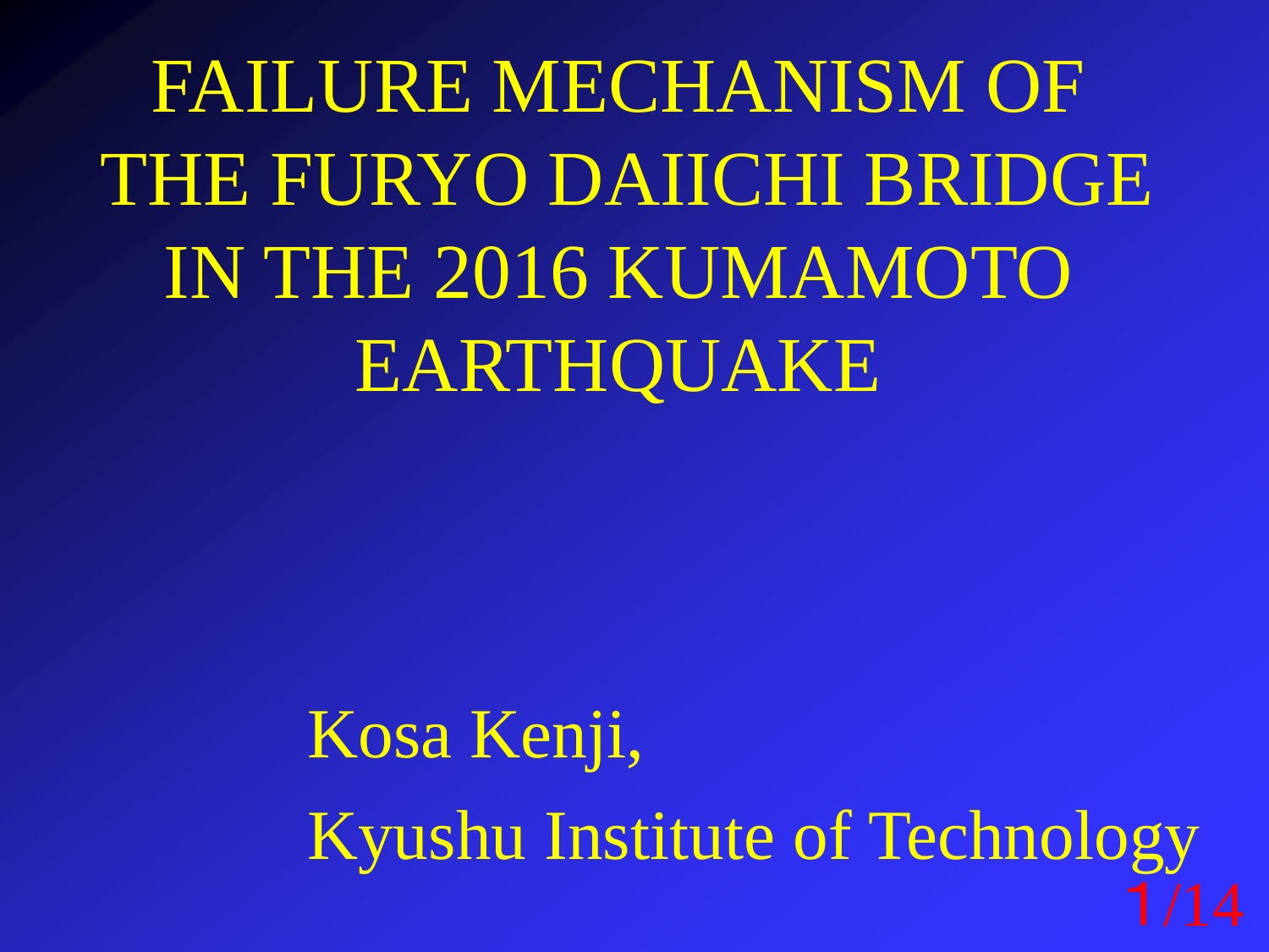# FAILURE MECHANISM OF THE FURYO DAIICHI BRIDGE IN THE 2016 KUMAMOTO EARTHQUAKE

Kosa Kenji,

Kyushu Institute of Technology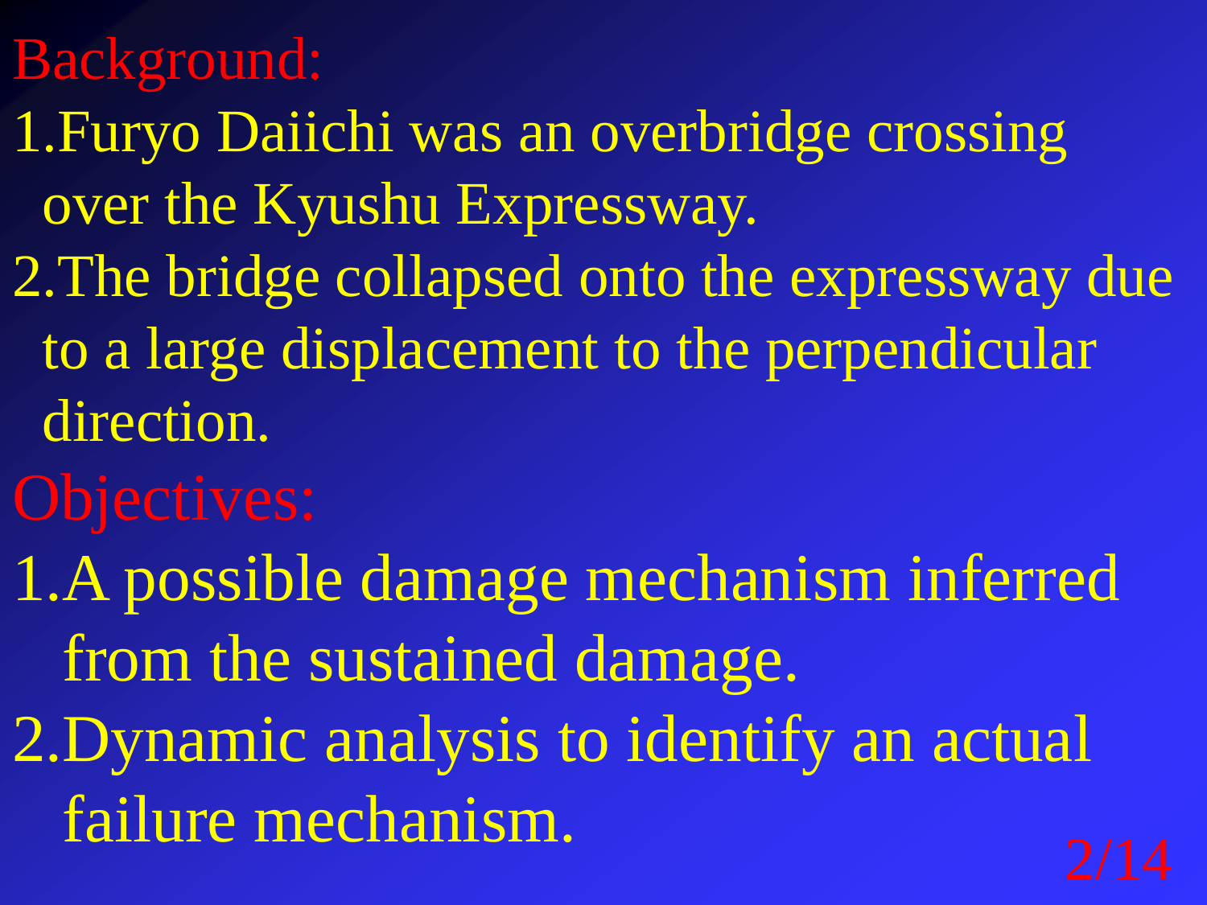## Background:

1. Furyo Daiichi was an overbridge crossing over the Kyushu Expressway.
2. The bridge collapsed onto the expressway due to a large displacement to the perpendicular direction.

## Objectives:

1. A possible damage mechanism inferred from the sustained damage.
2. Dynamic analysis to identify an actual failure mechanism.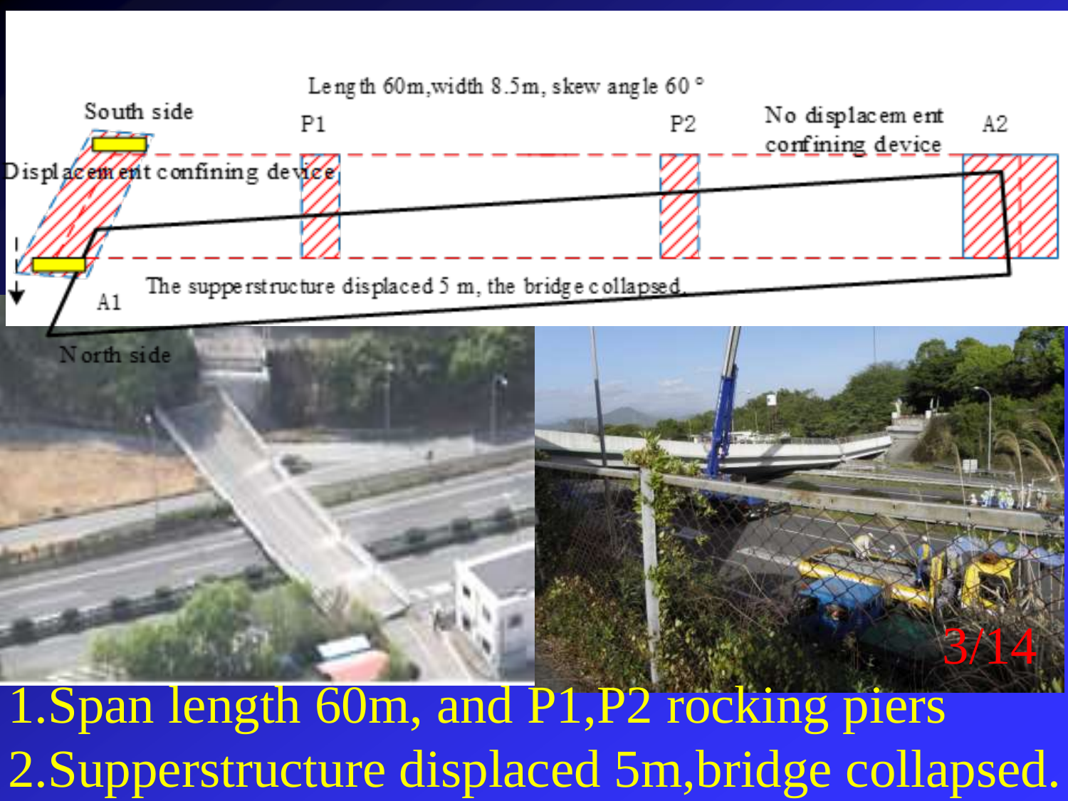Length 60m, width 8.5m, skew angle 60°

South side

P1

P2

No displacement confining device

A2

Displacement confining device

A1

The supperstructure displaced 5 m, the bridge collapsed.

North side

1. Span length 60m, and P1,P2 rocking piers
2. Supperstructure displaced 5m, bridge collapsed.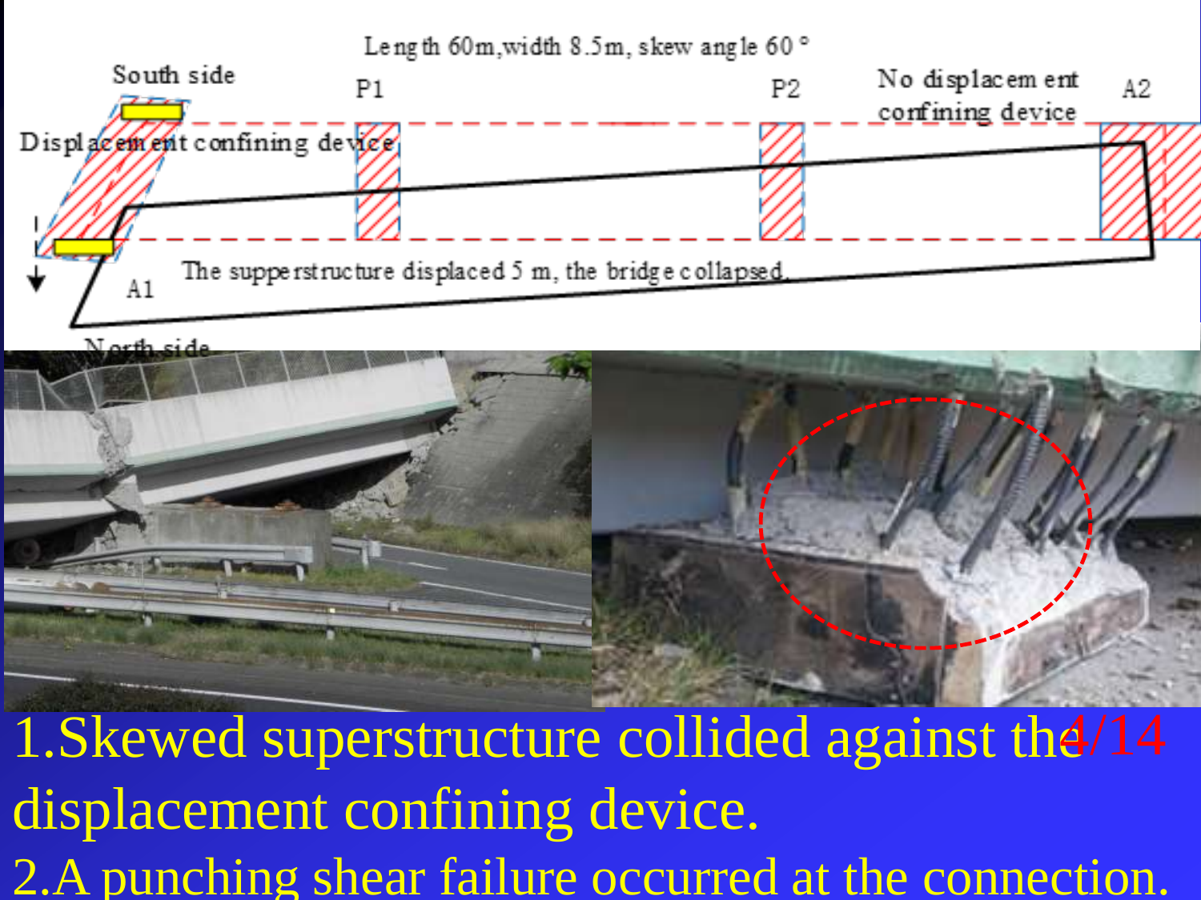Length 60m, width 8.5m, skew angle 60°

South side

P1

P2

No displacement confining device

A2

Displacement confining device

A1

The superstructure displaced 5 m, the bridge collapsed.

North side

1.Skewed superstructure collided against the displacement confining device.

2.A punching shear failure occurred at the connection.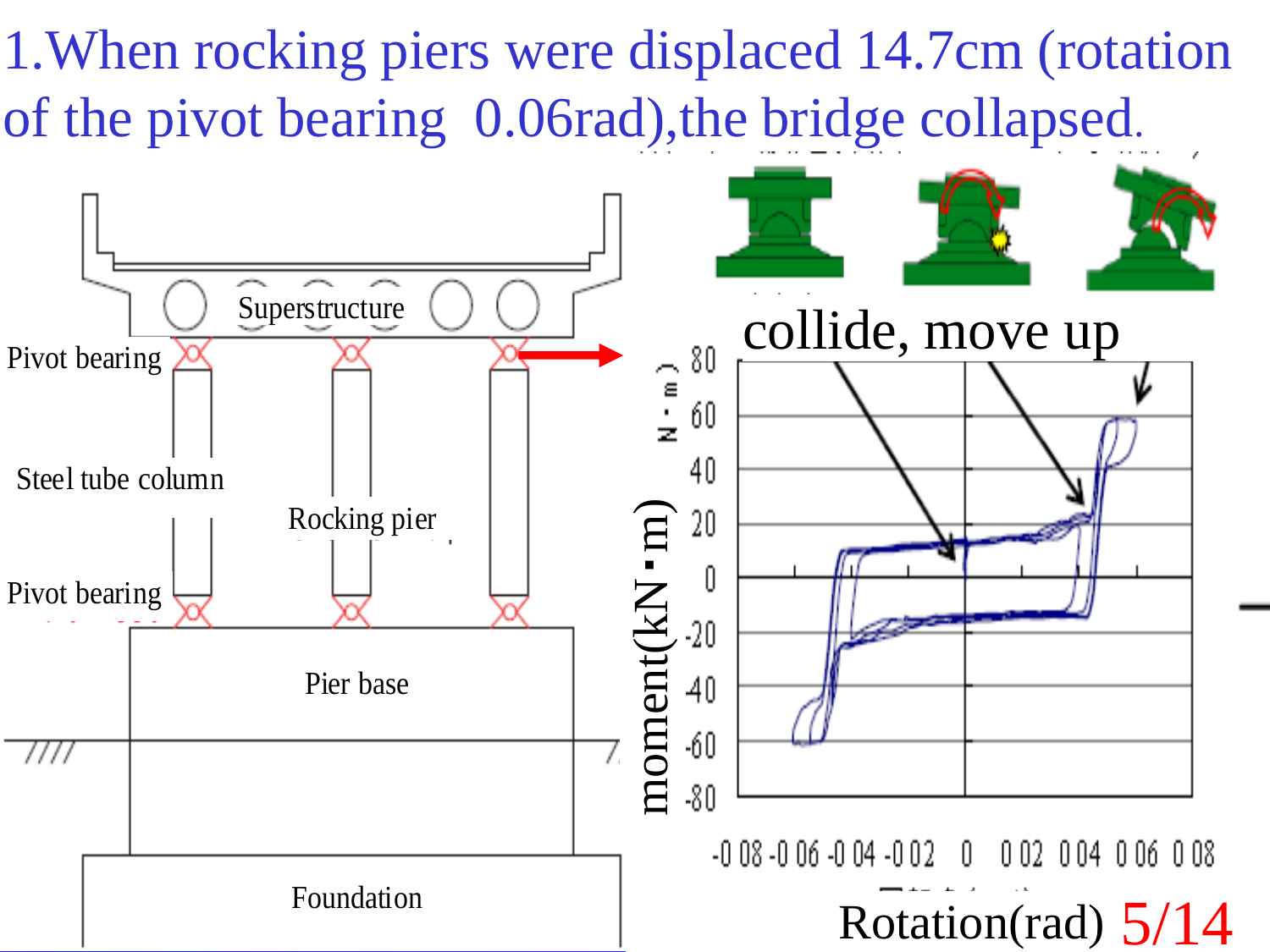1.When rocking piers were displaced 14.7cm (rotation of the pivot bearing 0.06rad),the bridge collapsed.

Superstructure

Pivot bearing

Steel tube column

Rocking pier

Pivot bearing

Pier base

Foundation

collide, move up

moment(kN･m)

Rotation(rad)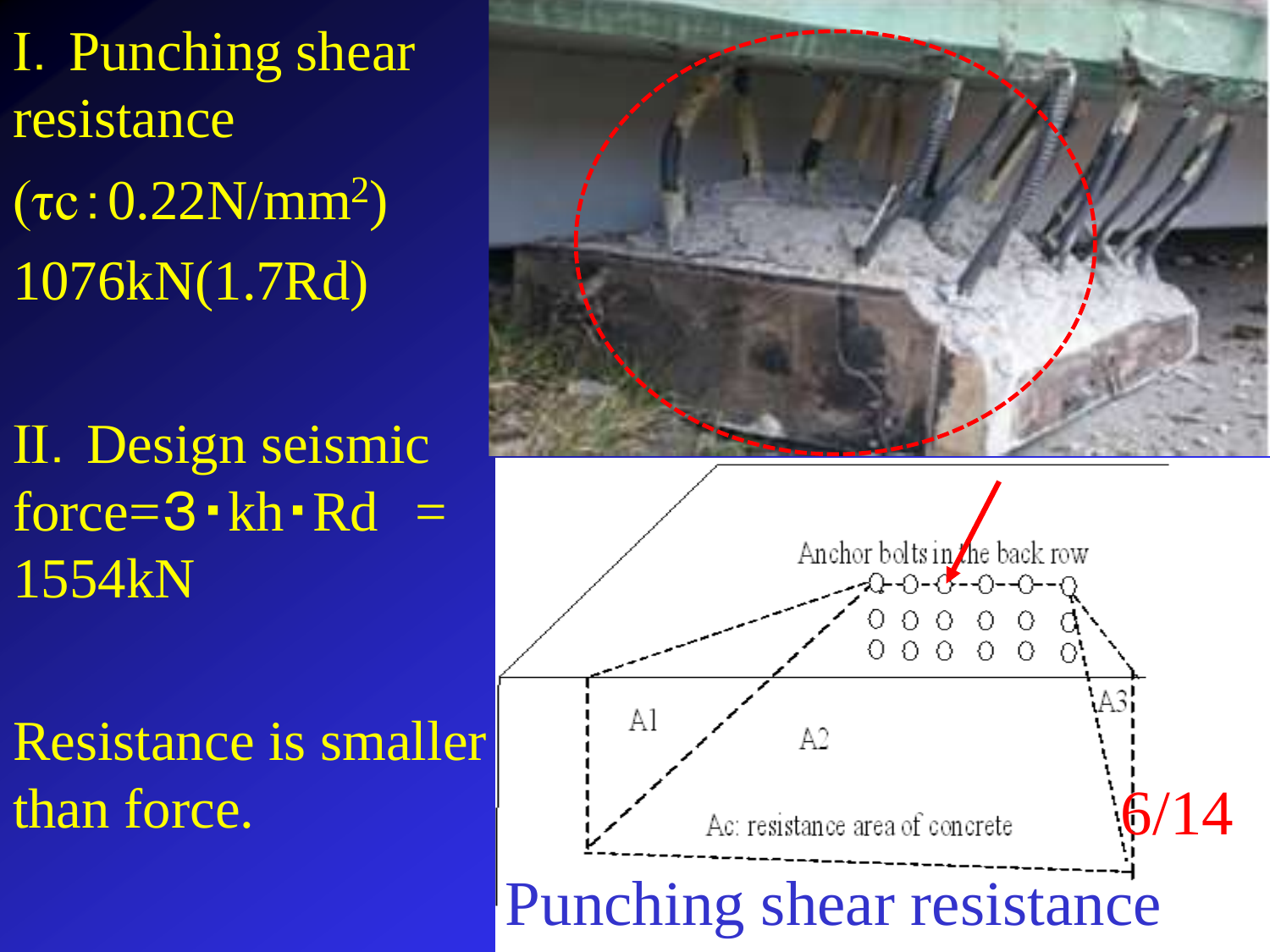I. Punching shear resistance

($\tau c$ : 0.22N/mm$^2$)

1076kN(1.7Rd)

II. Design seismic force=3・kh・Rd = 1554kN

Resistance is smaller than force.

Anchor bolts in the back row

A1

A2

A3

Ac: resistance area of concrete

Punching shear resistance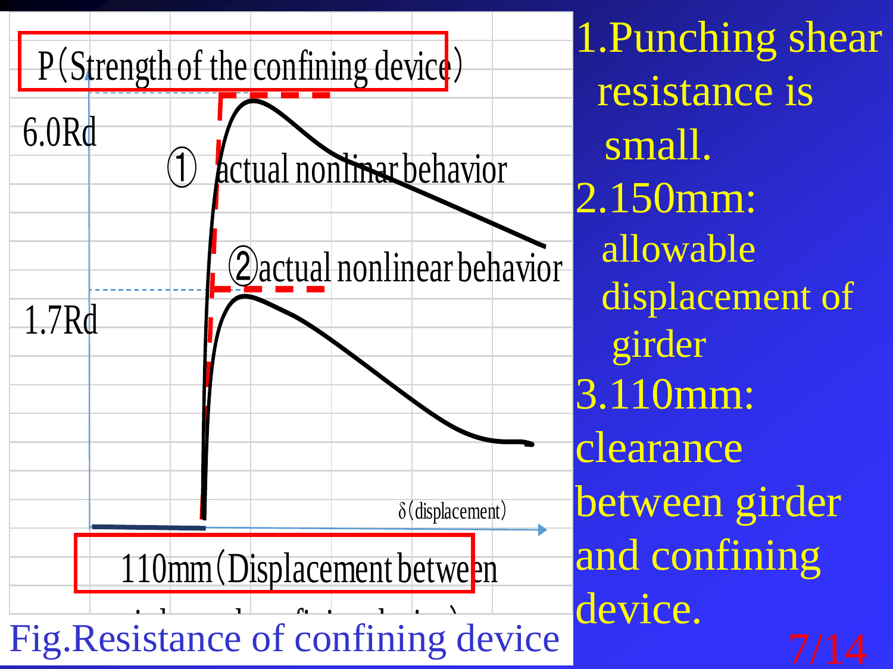P (Strength of the confining device)

6.0Rd

① actual nonlinar behavior

② actual nonlinear behavior

1.7Rd

δ (displacement)

110mm (Displacement between girder and confining device)

Fig.Resistance of confining device

1. Punching shear resistance is small.
2. 150mm: allowable displacement of girder
3. 110mm: clearance between girder and confining device.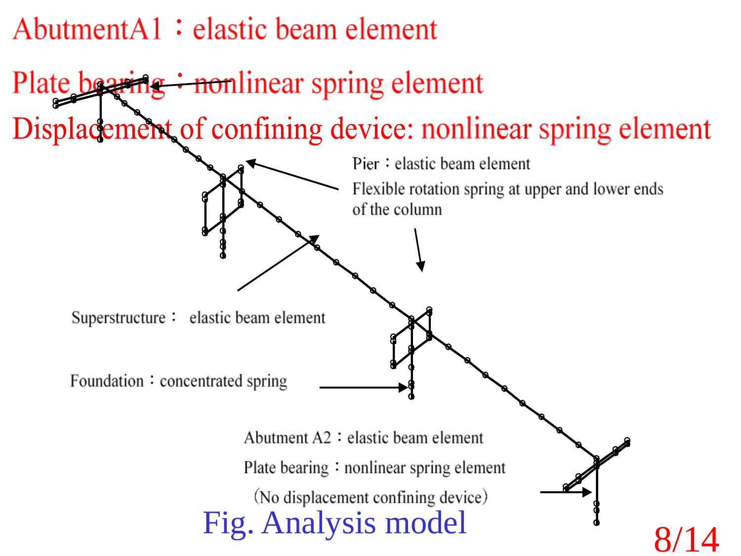Abutment A1：elastic beam element

Plate bearing：nonlinear spring element

Displacement of confining device: nonlinear spring element

Pier：elastic beam element

Flexible rotation spring at upper and lower ends of the column

Superstructure： elastic beam element

Foundation：concentrated spring

Abutment A2：elastic beam element

Plate bearing：nonlinear spring element

（No displacement confining device）

Fig. Analysis model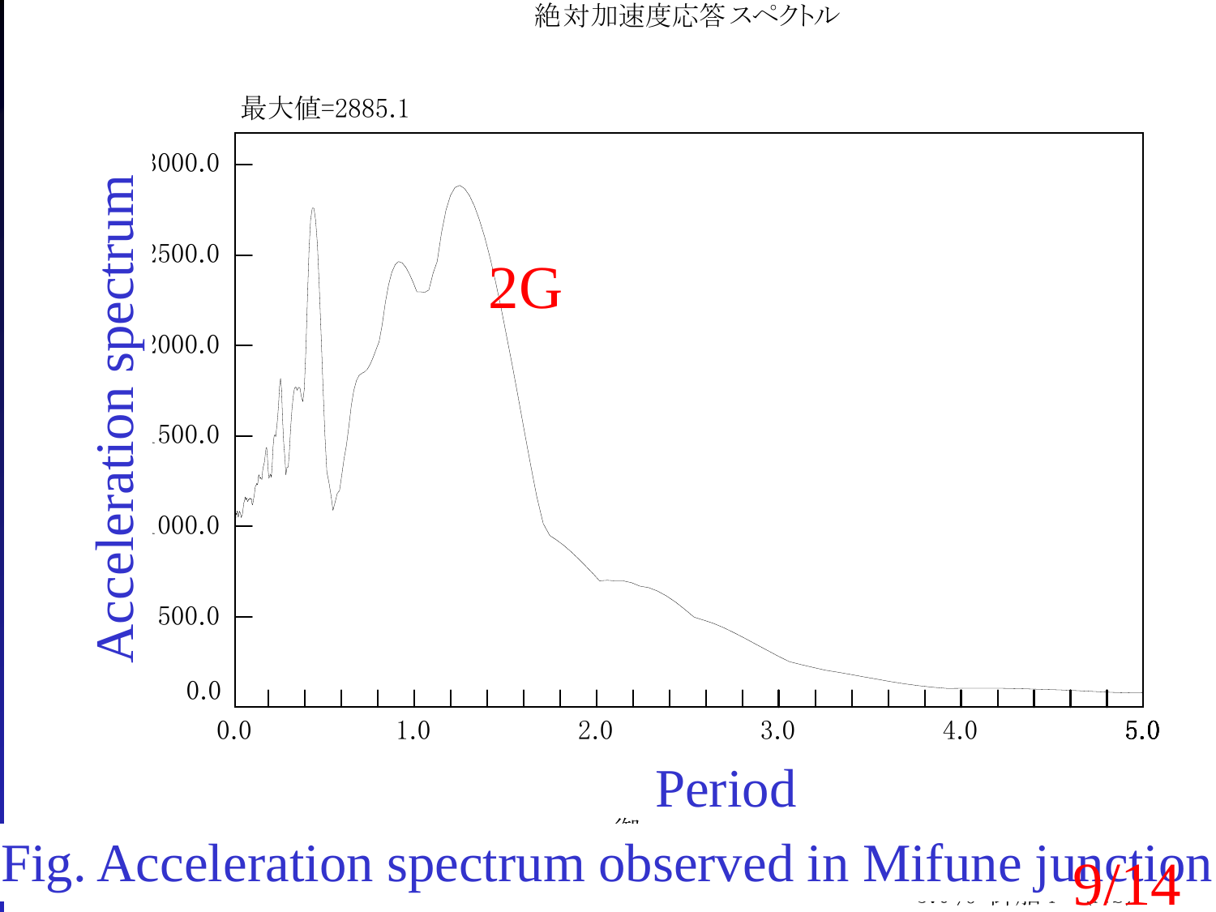絶対加速度応答スペクトル

最大値=2885.1

Acceleration spectrum

2G

Period

Fig. Acceleration spectrum observed in Mifune junction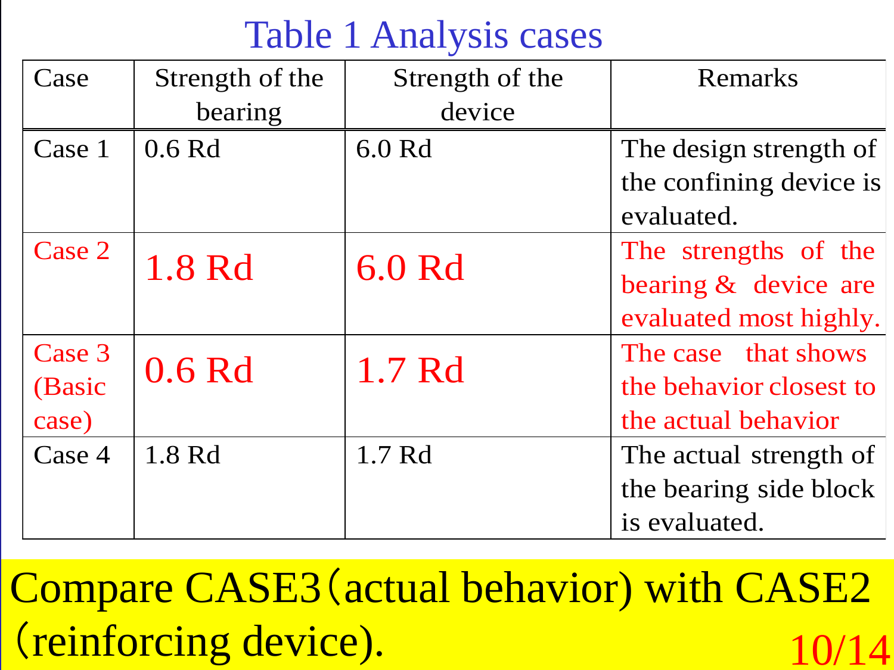# Table 1 Analysis cases

| Case | Strength of the bearing | Strength of the device | Remarks |
|---|---|---|---|
| Case 1 | 0.6 Rd | 6.0 Rd | The design strength of the confining device is evaluated. |
| Case 2 | 1.8 Rd | 6.0 Rd | The strengths of the bearing & device are evaluated most highly. |
| Case 3 (Basic case) | 0.6 Rd | 1.7 Rd | The case that shows the behavior closest to the actual behavior |
| Case 4 | 1.8 Rd | 1.7 Rd | The actual strength of the bearing side block is evaluated. |

Compare CASE3（actual behavior) with CASE2（reinforcing device).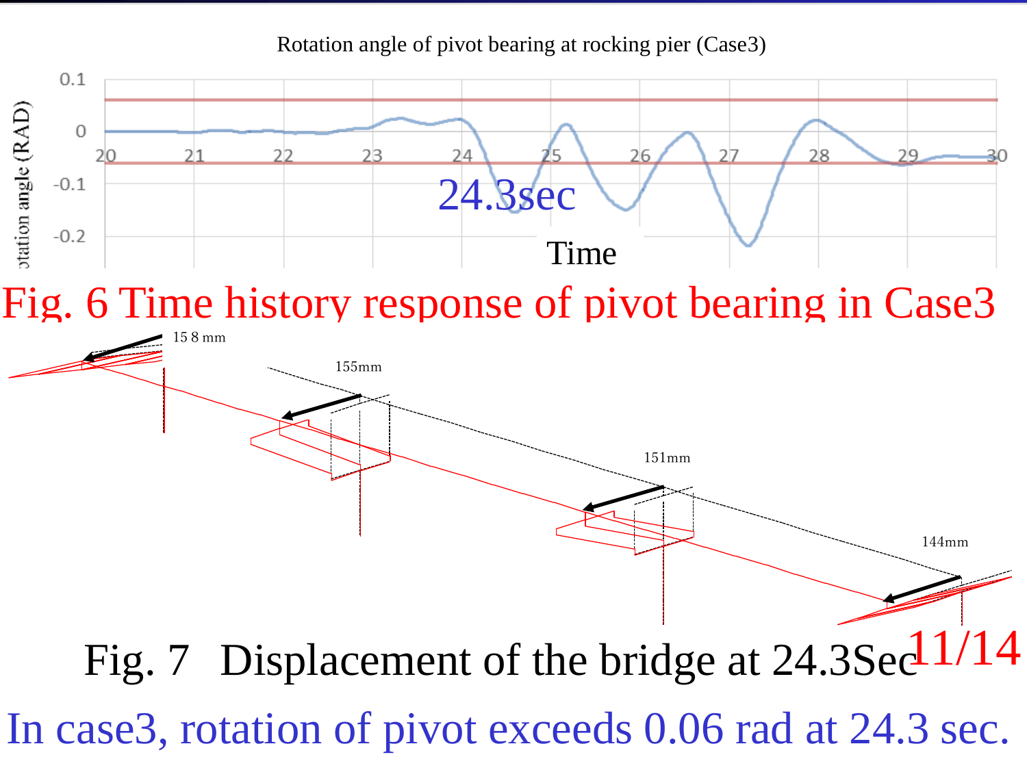Rotation angle of pivot bearing at rocking pier (Case3)

Fig. 6 Time history response of pivot bearing in Case3

Fig. 7 Displacement of the bridge at 24.3Sec

In case3, rotation of pivot exceeds 0.06 rad at 24.3 sec.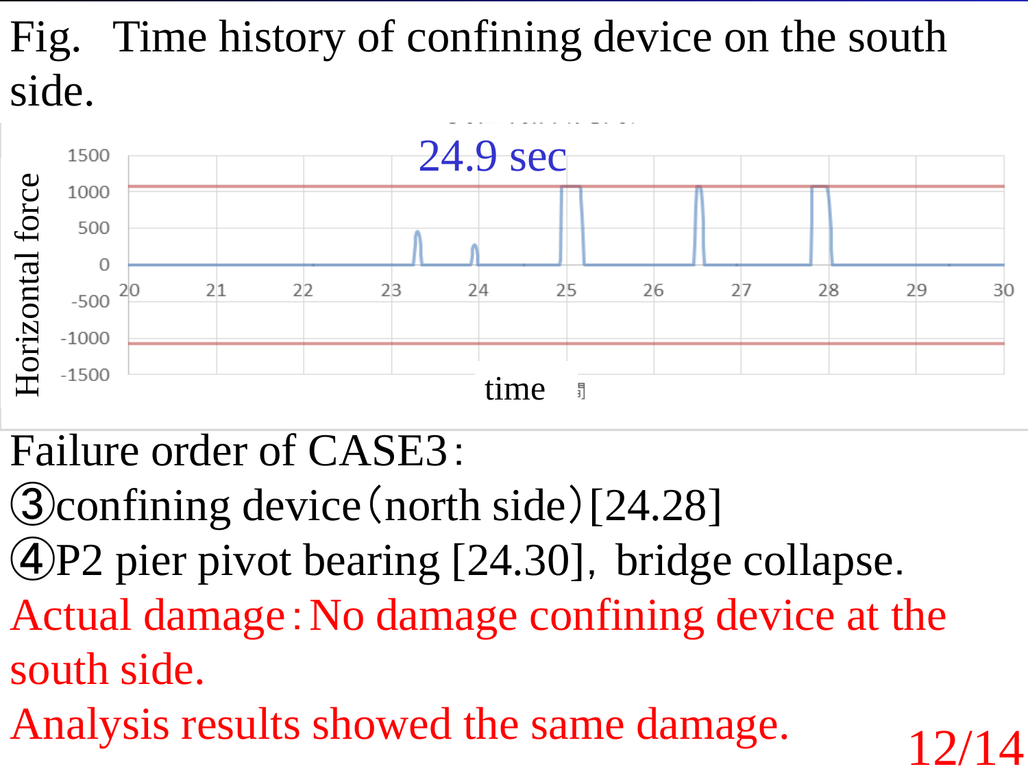Fig. Time history of confining device on the south side.

Horizontal force

24.9 sec

1500
1000
500
0
-500
-1000
-1500

20 21 22 23 24 25 26 27 28 29 30

time

Failure order of CASE3：

③confining device（north side）[24.28]

④P2 pier pivot bearing [24.30], bridge collapse.

Actual damage：No damage confining device at the south side.

Analysis results showed the same damage.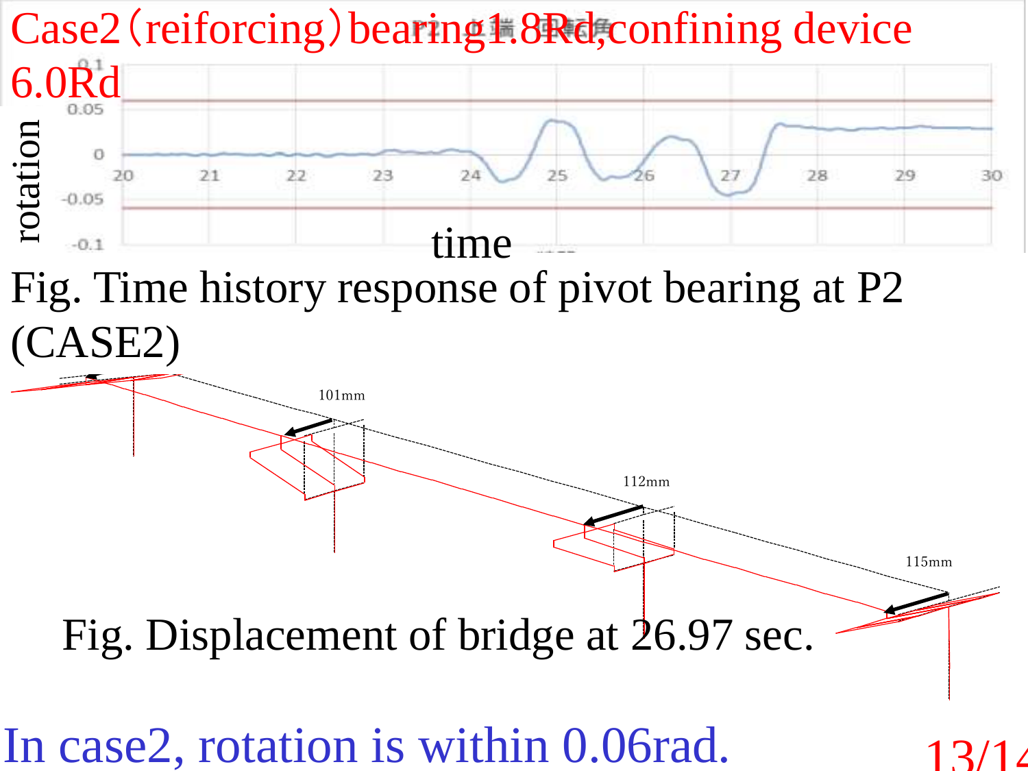Case2（reiforcing）bearing1.8Rd,confining device 6.0Rd

Fig. Time history response of pivot bearing at P2 (CASE2)

Fig. Displacement of bridge at 26.97 sec.

In case2, rotation is within 0.06rad.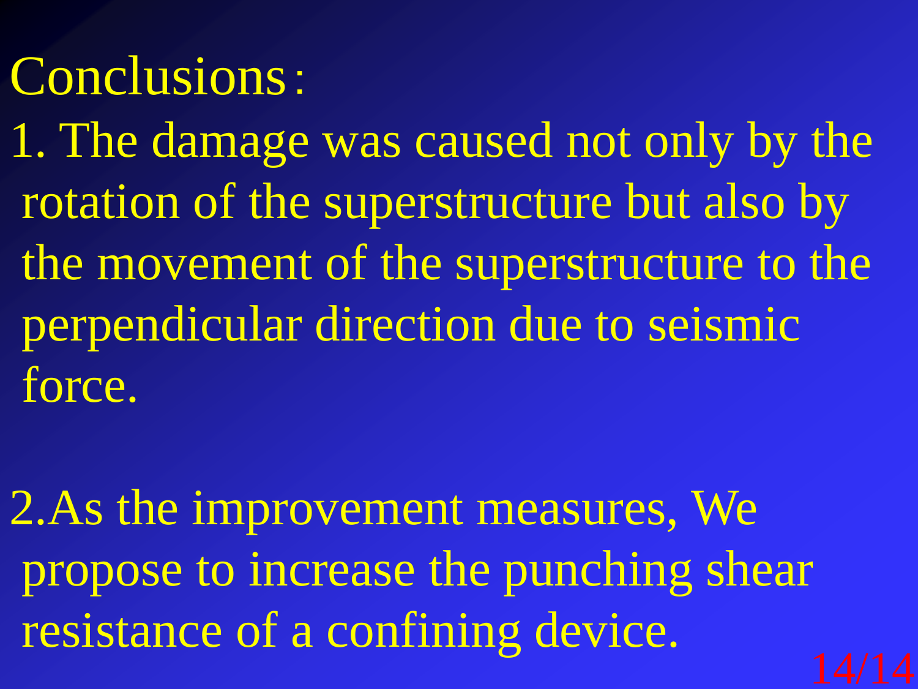# Conclusions：

1. The damage was caused not only by the rotation of the superstructure but also by the movement of the superstructure to the perpendicular direction due to seismic force.

2. As the improvement measures, We propose to increase the punching shear resistance of a confining device.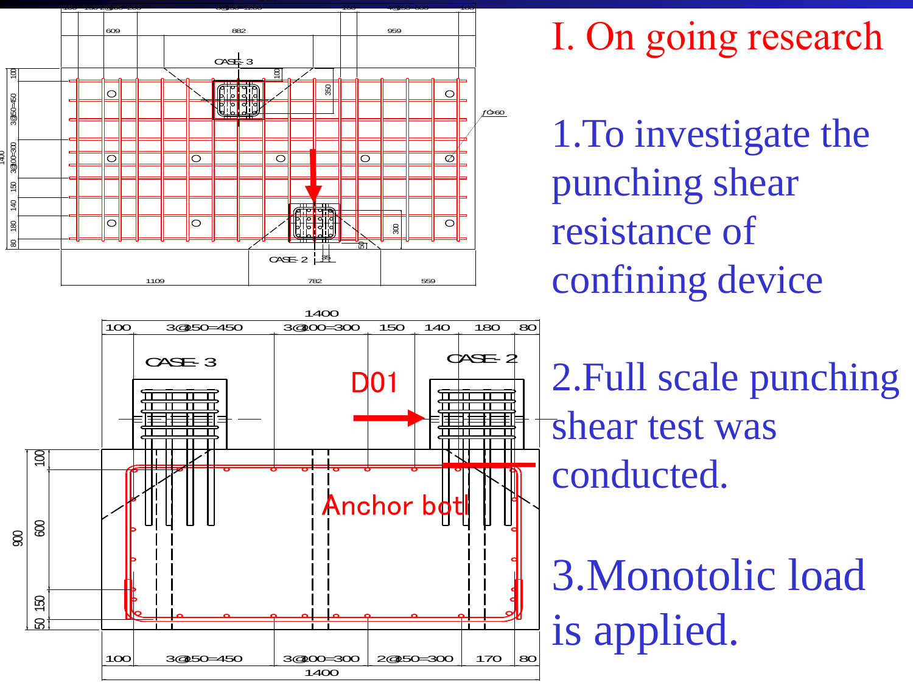# I. On going research

1. To investigate the punching shear resistance of confining device

2. Full scale punching shear test was conducted.

3. Monotolic load is applied.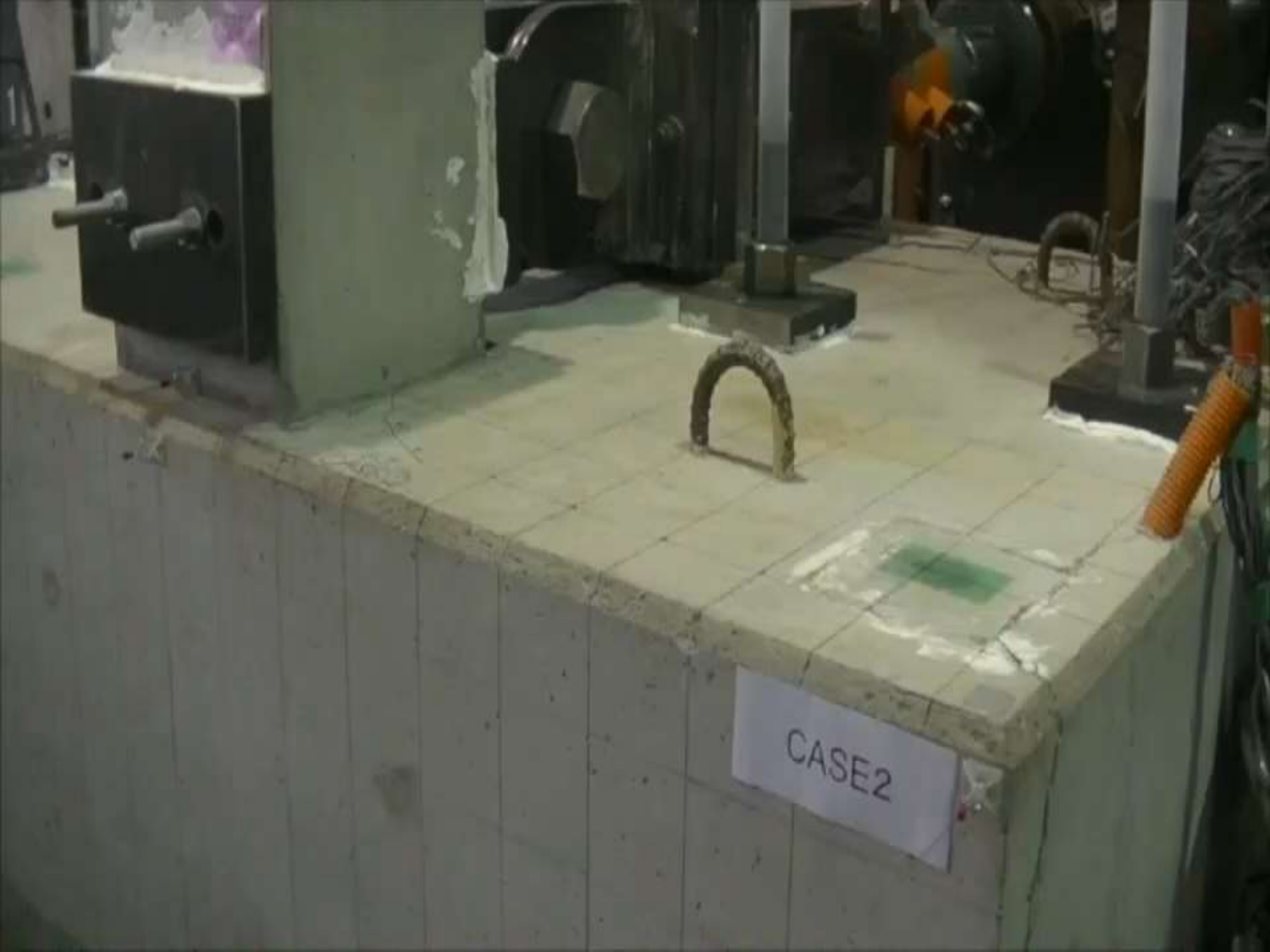CASE2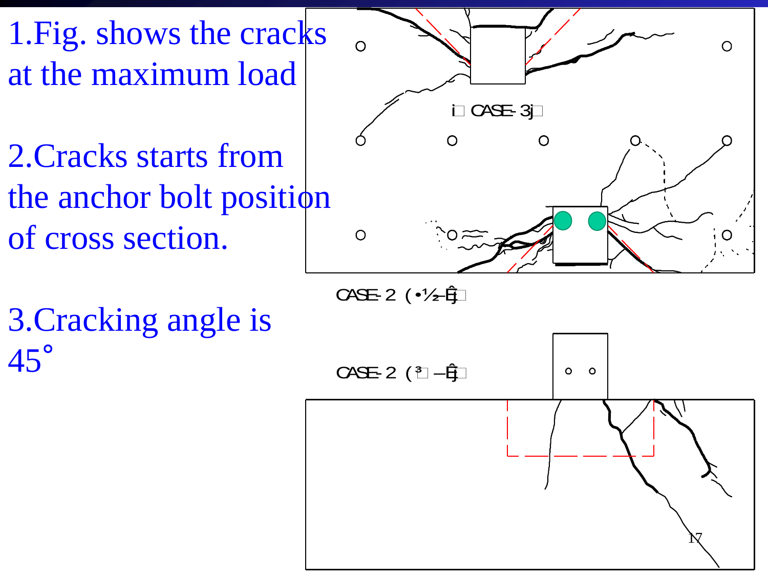1. Fig. shows the cracks at the maximum load

2. Cracks starts from the anchor bolt position of cross section.

3. Cracking angle is 45°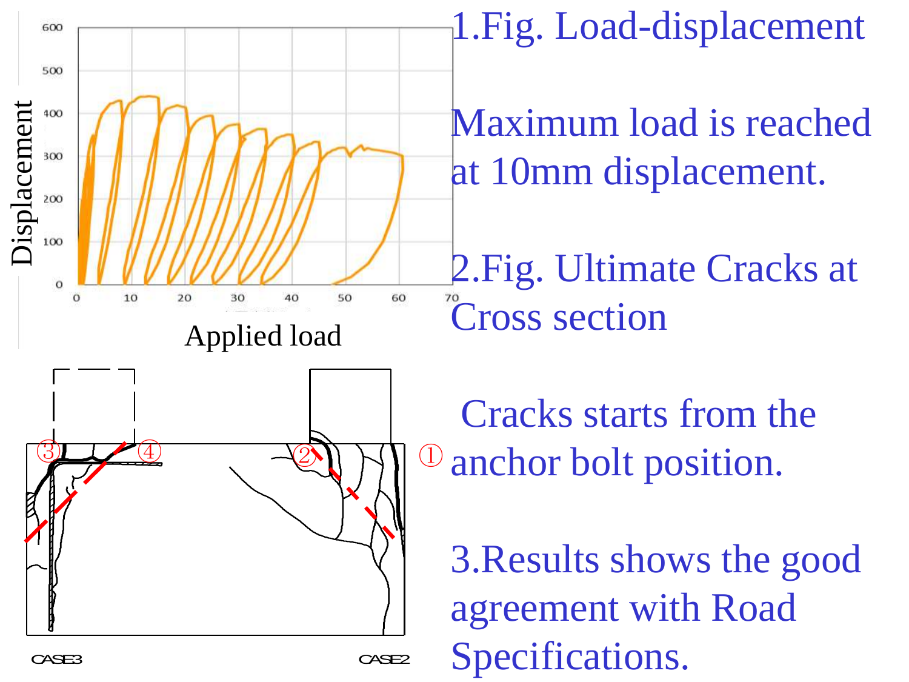Displacement

600
500
400
300
200
100
0

0 10 20 30 40 50 60 70

Applied load

③ ④ ② ①

CASE3 CASE2

1.Fig. Load-displacement

Maximum load is reached at 10mm displacement.

2.Fig. Ultimate Cracks at Cross section

Cracks starts from the anchor bolt position.

3.Results shows the good agreement with Road Specifications.